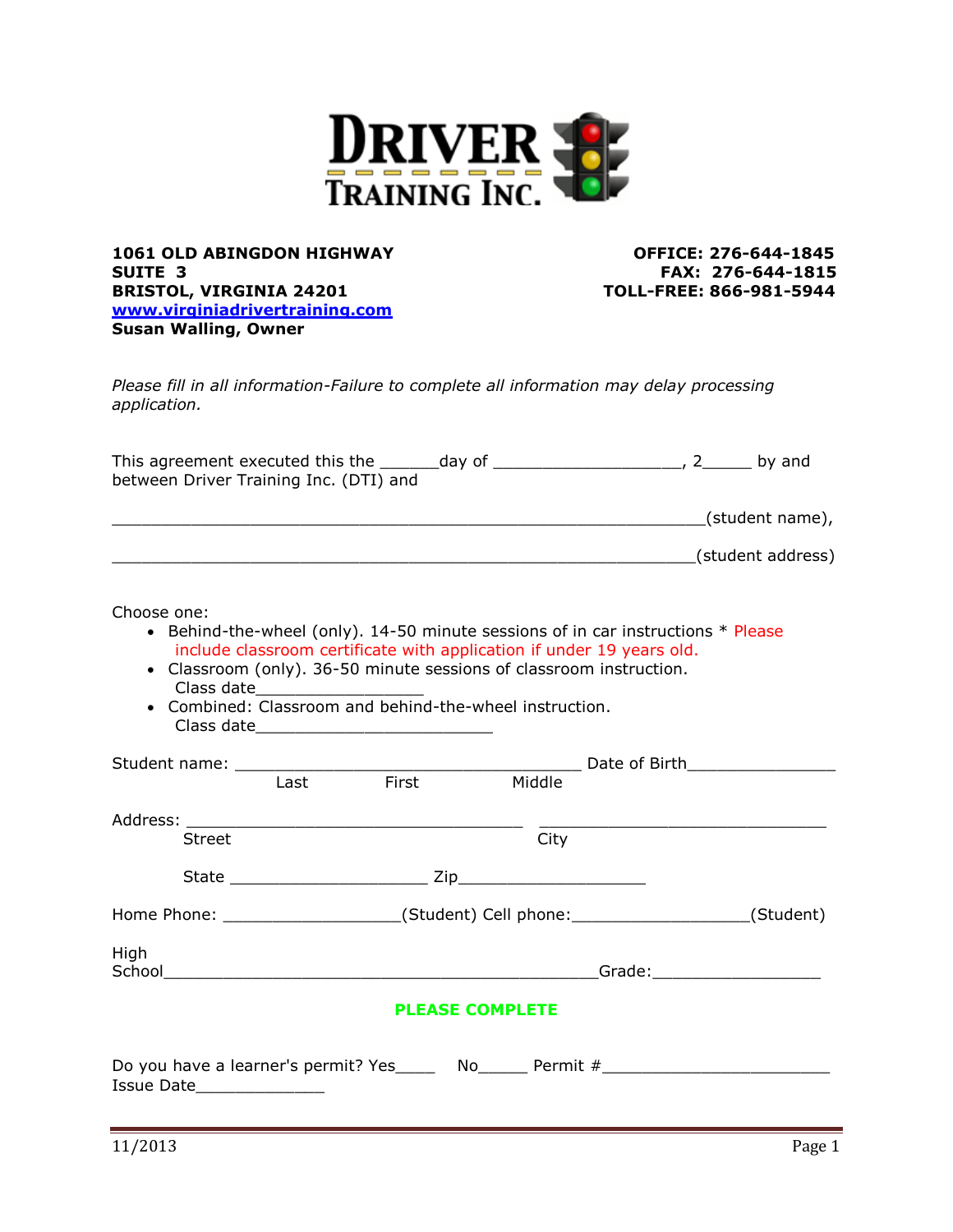# DRIVER TRAINING INC.

**1061 OLD ABINGDON HIGHWAY**
**SUITE 3**
**BRISTOL, VIRGINIA 24201**
**www.virginiadrivertraining.com**
**Susan Walling, Owner**

**OFFICE: 276-644-1845**
**FAX: 276-644-1815**
**TOLL-FREE: 866-981-5944**

*Please fill in all information-Failure to complete all information may delay processing application.*

This agreement executed this the ______day of ___________________, 2_____ by and between Driver Training Inc. (DTI) and

____________________________________________________________(student name),

____________________________________________________________(student address)

Choose one:

- Behind-the-wheel (only). 14-50 minute sessions of in car instructions * Please include classroom certificate with application if under 19 years old.
- Classroom (only). 36-50 minute sessions of classroom instruction.
  Class date_________________
- Combined: Classroom and behind-the-wheel instruction.
  Class date________________________

Student name: ___________________________________ Date of Birth_______________
Last First Middle

Address: __________________________________ ______________________________
Street City

State ____________________ Zip___________________

Home Phone: __________________(Student) Cell phone:__________________(Student)

High School____________________________________________Grade:_________________

**PLEASE COMPLETE**

Do you have a learner's permit? Yes____ No_____ Permit #________________________
Issue Date_____________

11/2013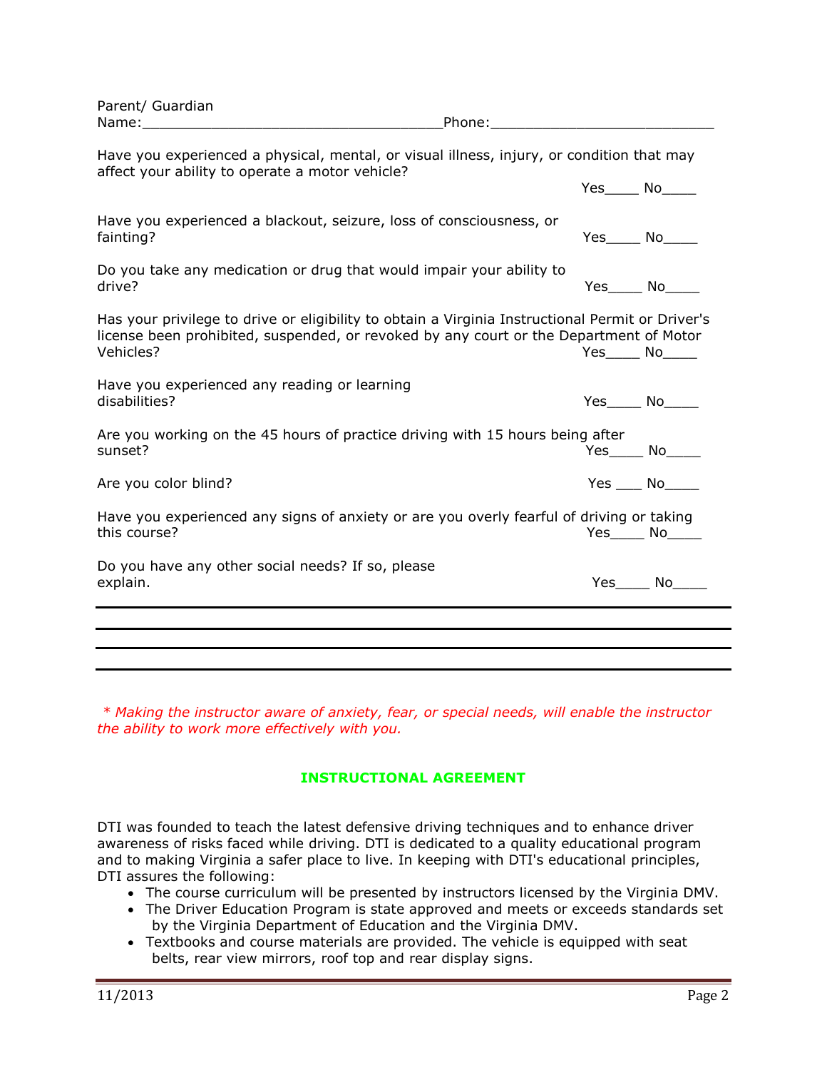Parent/ Guardian
Name:___________________________________Phone:__________________________

Have you experienced a physical, mental, or visual illness, injury, or condition that may affect your ability to operate a motor vehicle? Yes____ No____

Have you experienced a blackout, seizure, loss of consciousness, or fainting? Yes____ No____

Do you take any medication or drug that would impair your ability to drive? Yes____ No____

Has your privilege to drive or eligibility to obtain a Virginia Instructional Permit or Driver's license been prohibited, suspended, or revoked by any court or the Department of Motor Vehicles? Yes____ No____

Have you experienced any reading or learning disabilities? Yes____ No____

Are you working on the 45 hours of practice driving with 15 hours being after sunset? Yes____ No____

Are you color blind? Yes ___ No____

Have you experienced any signs of anxiety or are you overly fearful of driving or taking this course? Yes____ No____

Do you have any other social needs? If so, please explain. Yes____ No____

_______________________________________________________________________________

_______________________________________________________________________________

_______________________________________________________________________________

_______________________________________________________________________________

*\* Making the instructor aware of anxiety, fear, or special needs, will enable the instructor the ability to work more effectively with you.*

## INSTRUCTIONAL AGREEMENT

DTI was founded to teach the latest defensive driving techniques and to enhance driver awareness of risks faced while driving. DTI is dedicated to a quality educational program and to making Virginia a safer place to live. In keeping with DTI's educational principles, DTI assures the following:

- The course curriculum will be presented by instructors licensed by the Virginia DMV.
- The Driver Education Program is state approved and meets or exceeds standards set by the Virginia Department of Education and the Virginia DMV.
- Textbooks and course materials are provided. The vehicle is equipped with seat belts, rear view mirrors, roof top and rear display signs.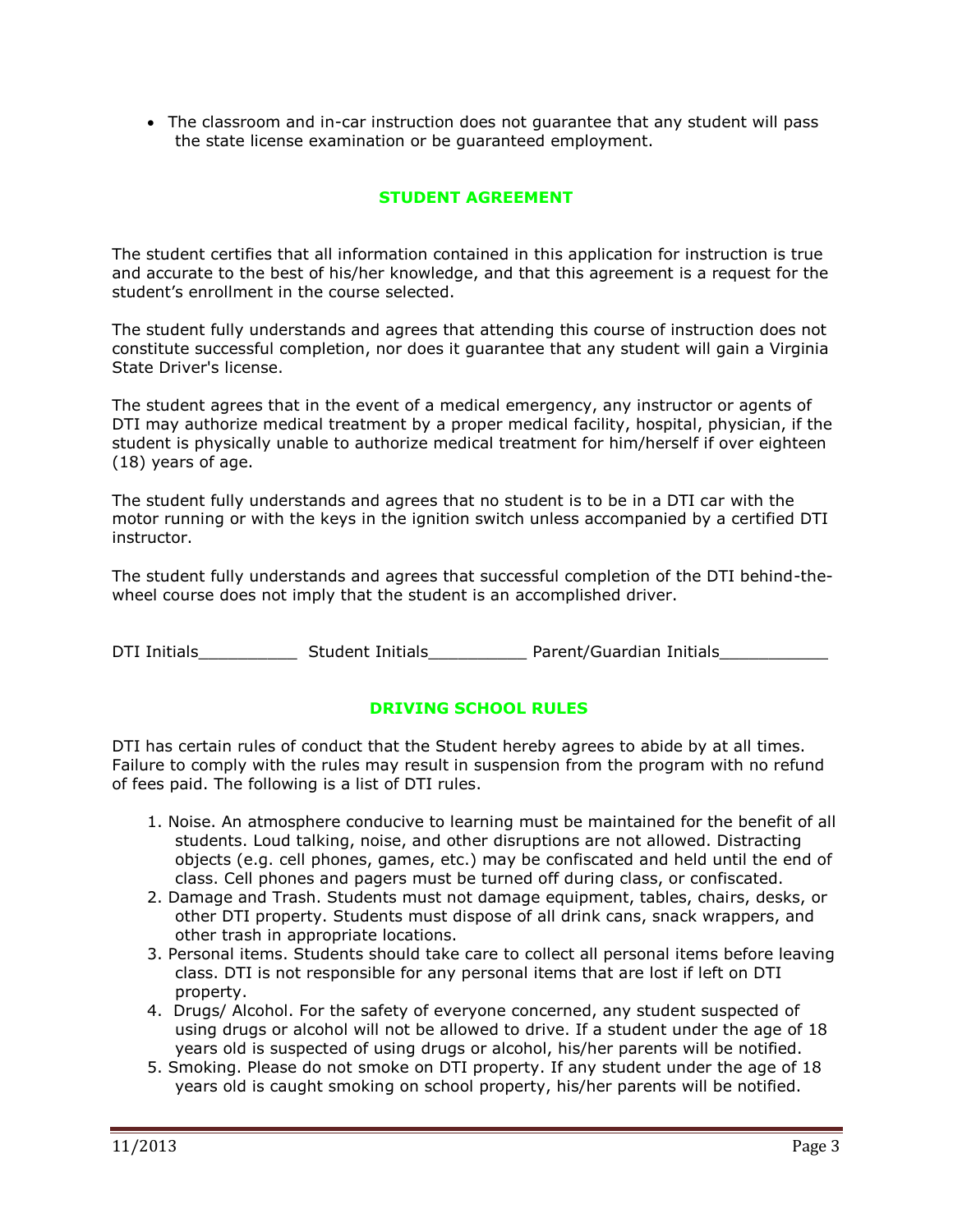- The classroom and in-car instruction does not guarantee that any student will pass the state license examination or be guaranteed employment.

## STUDENT AGREEMENT

The student certifies that all information contained in this application for instruction is true and accurate to the best of his/her knowledge, and that this agreement is a request for the student's enrollment in the course selected.

The student fully understands and agrees that attending this course of instruction does not constitute successful completion, nor does it guarantee that any student will gain a Virginia State Driver's license.

The student agrees that in the event of a medical emergency, any instructor or agents of DTI may authorize medical treatment by a proper medical facility, hospital, physician, if the student is physically unable to authorize medical treatment for him/herself if over eighteen (18) years of age.

The student fully understands and agrees that no student is to be in a DTI car with the motor running or with the keys in the ignition switch unless accompanied by a certified DTI instructor.

The student fully understands and agrees that successful completion of the DTI behind-the-wheel course does not imply that the student is an accomplished driver.

DTI Initials__________ Student Initials__________ Parent/Guardian Initials___________

## DRIVING SCHOOL RULES

DTI has certain rules of conduct that the Student hereby agrees to abide by at all times. Failure to comply with the rules may result in suspension from the program with no refund of fees paid. The following is a list of DTI rules.

1. Noise. An atmosphere conducive to learning must be maintained for the benefit of all students. Loud talking, noise, and other disruptions are not allowed. Distracting objects (e.g. cell phones, games, etc.) may be confiscated and held until the end of class. Cell phones and pagers must be turned off during class, or confiscated.
2. Damage and Trash. Students must not damage equipment, tables, chairs, desks, or other DTI property. Students must dispose of all drink cans, snack wrappers, and other trash in appropriate locations.
3. Personal items. Students should take care to collect all personal items before leaving class. DTI is not responsible for any personal items that are lost if left on DTI property.
4. Drugs/ Alcohol. For the safety of everyone concerned, any student suspected of using drugs or alcohol will not be allowed to drive. If a student under the age of 18 years old is suspected of using drugs or alcohol, his/her parents will be notified.
5. Smoking. Please do not smoke on DTI property. If any student under the age of 18 years old is caught smoking on school property, his/her parents will be notified.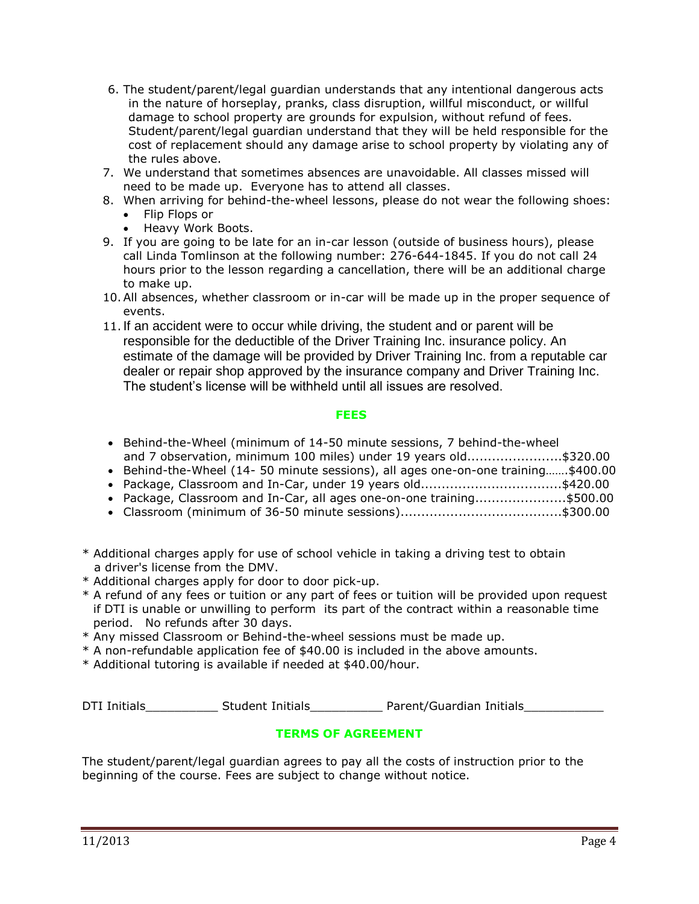6. The student/parent/legal guardian understands that any intentional dangerous acts in the nature of horseplay, pranks, class disruption, willful misconduct, or willful damage to school property are grounds for expulsion, without refund of fees. Student/parent/legal guardian understand that they will be held responsible for the cost of replacement should any damage arise to school property by violating any of the rules above.
7. We understand that sometimes absences are unavoidable. All classes missed will need to be made up. Everyone has to attend all classes.
8. When arriving for behind-the-wheel lessons, please do not wear the following shoes:
   - Flip Flops or
   - Heavy Work Boots.
9. If you are going to be late for an in-car lesson (outside of business hours), please call Linda Tomlinson at the following number: 276-644-1845. If you do not call 24 hours prior to the lesson regarding a cancellation, there will be an additional charge to make up.
10. All absences, whether classroom or in-car will be made up in the proper sequence of events.
11. If an accident were to occur while driving, the student and or parent will be responsible for the deductible of the Driver Training Inc. insurance policy. An estimate of the damage will be provided by Driver Training Inc. from a reputable car dealer or repair shop approved by the insurance company and Driver Training Inc. The student's license will be withheld until all issues are resolved.

## FEES

- Behind-the-Wheel (minimum of 14-50 minute sessions, 7 behind-the-wheel and 7 observation, minimum 100 miles) under 19 years old......................$320.00
- Behind-the-Wheel (14- 50 minute sessions), all ages one-on-one training…….$400.00
- Package, Classroom and In-Car, under 19 years old.................................$420.00
- Package, Classroom and In-Car, all ages one-on-one training......................$500.00
- Classroom (minimum of 36-50 minute sessions)......................................$300.00

* Additional charges apply for use of school vehicle in taking a driving test to obtain a driver's license from the DMV.
* Additional charges apply for door to door pick-up.
* A refund of any fees or tuition or any part of fees or tuition will be provided upon request if DTI is unable or unwilling to perform its part of the contract within a reasonable time period. No refunds after 30 days.
* Any missed Classroom or Behind-the-wheel sessions must be made up.
* A non-refundable application fee of $40.00 is included in the above amounts.
* Additional tutoring is available if needed at $40.00/hour.

DTI Initials__________ Student Initials__________ Parent/Guardian Initials___________

## TERMS OF AGREEMENT

The student/parent/legal guardian agrees to pay all the costs of instruction prior to the beginning of the course. Fees are subject to change without notice.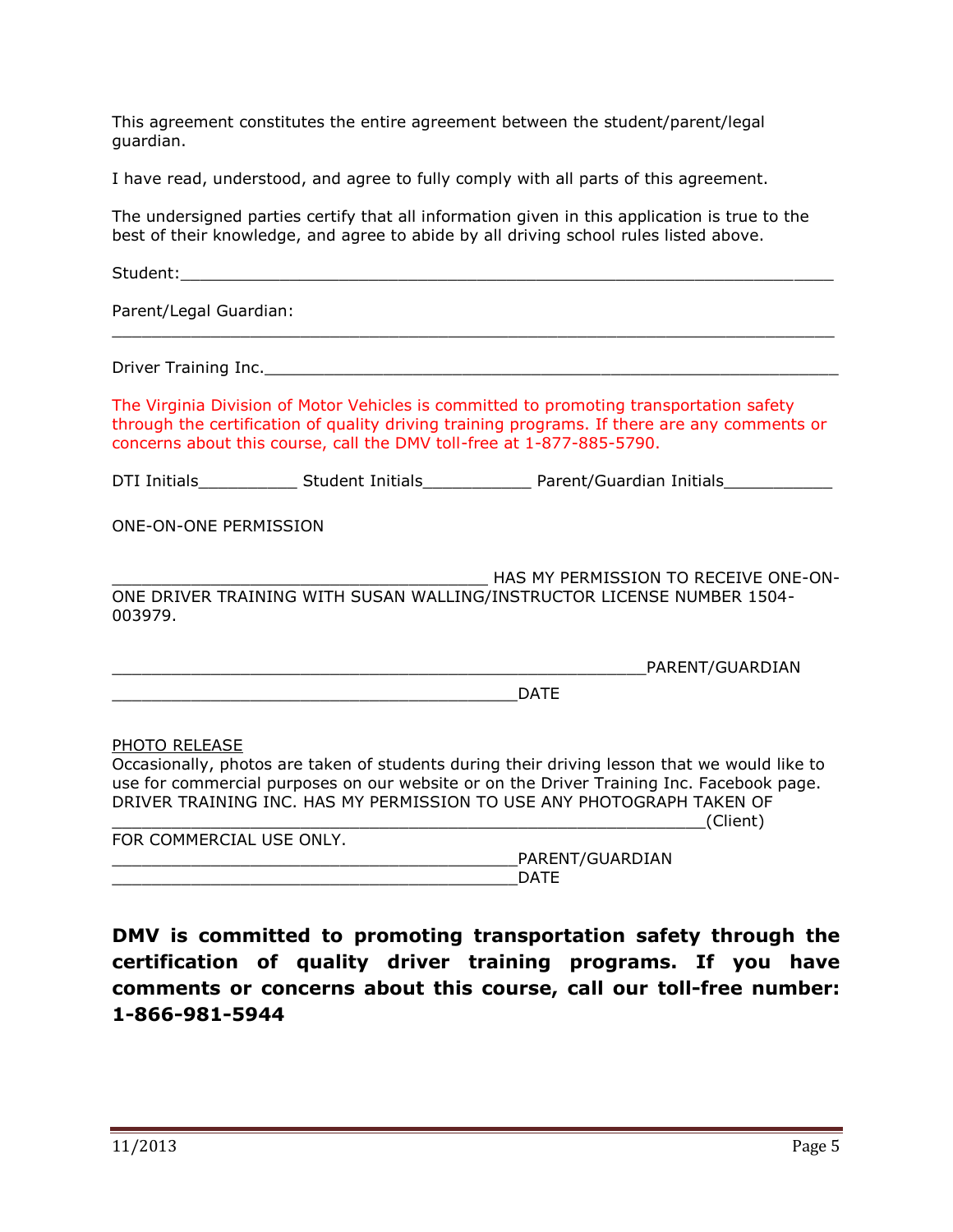This agreement constitutes the entire agreement between the student/parent/legal guardian.

I have read, understood, and agree to fully comply with all parts of this agreement.

The undersigned parties certify that all information given in this application is true to the best of their knowledge, and agree to abide by all driving school rules listed above.

Student:_____________________________________________________________________

Parent/Legal Guardian:
_____________________________________________________________________________

Driver Training Inc.___________________________________________________________

The Virginia Division of Motor Vehicles is committed to promoting transportation safety through the certification of quality driving training programs. If there are any comments or concerns about this course, call the DMV toll-free at 1-877-885-5790.

DTI Initials__________ Student Initials___________ Parent/Guardian Initials___________

ONE-ON-ONE PERMISSION

_______________________________________ HAS MY PERMISSION TO RECEIVE ONE-ON-ONE DRIVER TRAINING WITH SUSAN WALLING/INSTRUCTOR LICENSE NUMBER 1504-003979.

_________________________________________________________PARENT/GUARDIAN
___________________________________________DATE

PHOTO RELEASE
Occasionally, photos are taken of students during their driving lesson that we would like to use for commercial purposes on our website or on the Driver Training Inc. Facebook page. DRIVER TRAINING INC. HAS MY PERMISSION TO USE ANY PHOTOGRAPH TAKEN OF
_______________________________________________________________(Client)
FOR COMMERCIAL USE ONLY.
___________________________________________PARENT/GUARDIAN
___________________________________________DATE

**DMV is committed to promoting transportation safety through the certification of quality driver training programs. If you have comments or concerns about this course, call our toll-free number: 1-866-981-5944**